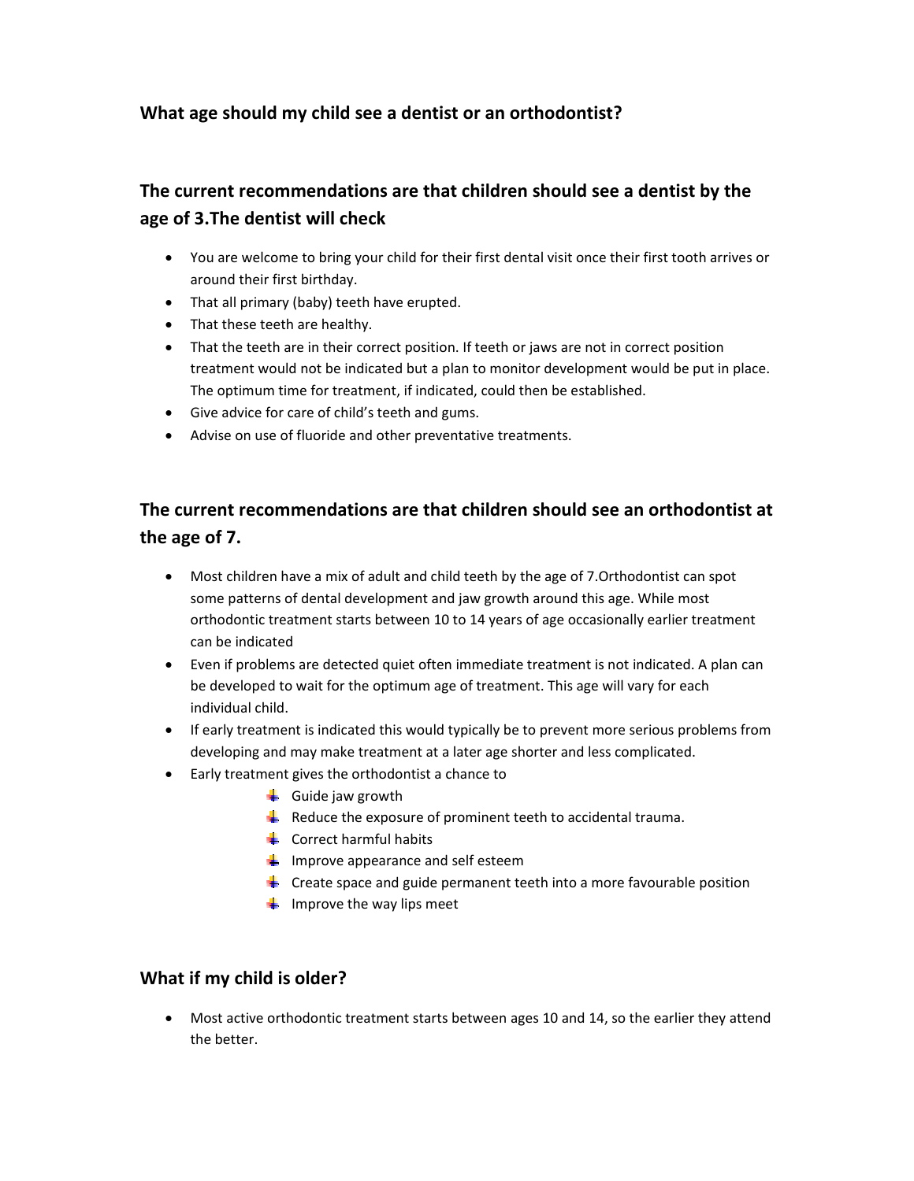### What age should my child see a dentist or an orthodontist?

## The current recommendations are that children should see a dentist by the age of 3.The dentist will check

- You are welcome to bring your child for their first dental visit once their first tooth arrives or around their first birthday.
- That all primary (baby) teeth have erupted.
- That these teeth are healthy.
- That the teeth are in their correct position. If teeth or jaws are not in correct position treatment would not be indicated but a plan to monitor development would be put in place. The optimum time for treatment, if indicated, could then be established.
- Give advice for care of child's teeth and gums.
- Advise on use of fluoride and other preventative treatments.

## The current recommendations are that children should see an orthodontist at the age of 7.

- Most children have a mix of adult and child teeth by the age of 7.Orthodontist can spot some patterns of dental development and jaw growth around this age. While most orthodontic treatment starts between 10 to 14 years of age occasionally earlier treatment can be indicated
- Even if problems are detected quiet often immediate treatment is not indicated. A plan can be developed to wait for the optimum age of treatment. This age will vary for each individual child.
- If early treatment is indicated this would typically be to prevent more serious problems from developing and may make treatment at a later age shorter and less complicated.
- Early treatment gives the orthodontist a chance to
    - Guide jaw growth
    - Reduce the exposure of prominent teeth to accidental trauma.
    - Correct harmful habits
    - Improve appearance and self esteem
    - Create space and guide permanent teeth into a more favourable position
    - Improve the way lips meet

### What if my child is older?

- Most active orthodontic treatment starts between ages 10 and 14, so the earlier they attend the better.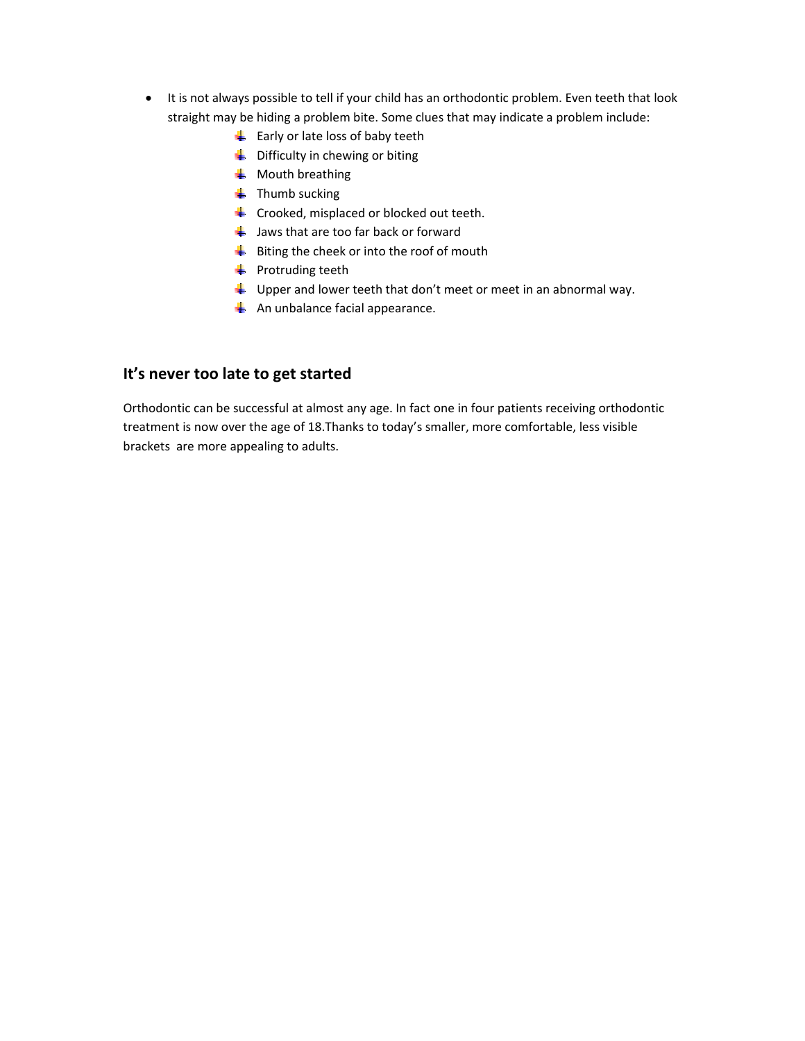- It is not always possible to tell if your child has an orthodontic problem. Even teeth that look straight may be hiding a problem bite. Some clues that may indicate a problem include:
  - Early or late loss of baby teeth
  - Difficulty in chewing or biting
  - Mouth breathing
  - Thumb sucking
  - Crooked, misplaced or blocked out teeth.
  - Jaws that are too far back or forward
  - Biting the cheek or into the roof of mouth
  - Protruding teeth
  - Upper and lower teeth that don't meet or meet in an abnormal way.
  - An unbalance facial appearance.

## It's never too late to get started

Orthodontic can be successful at almost any age. In fact one in four patients receiving orthodontic treatment is now over the age of 18.Thanks to today's smaller, more comfortable, less visible brackets are more appealing to adults.